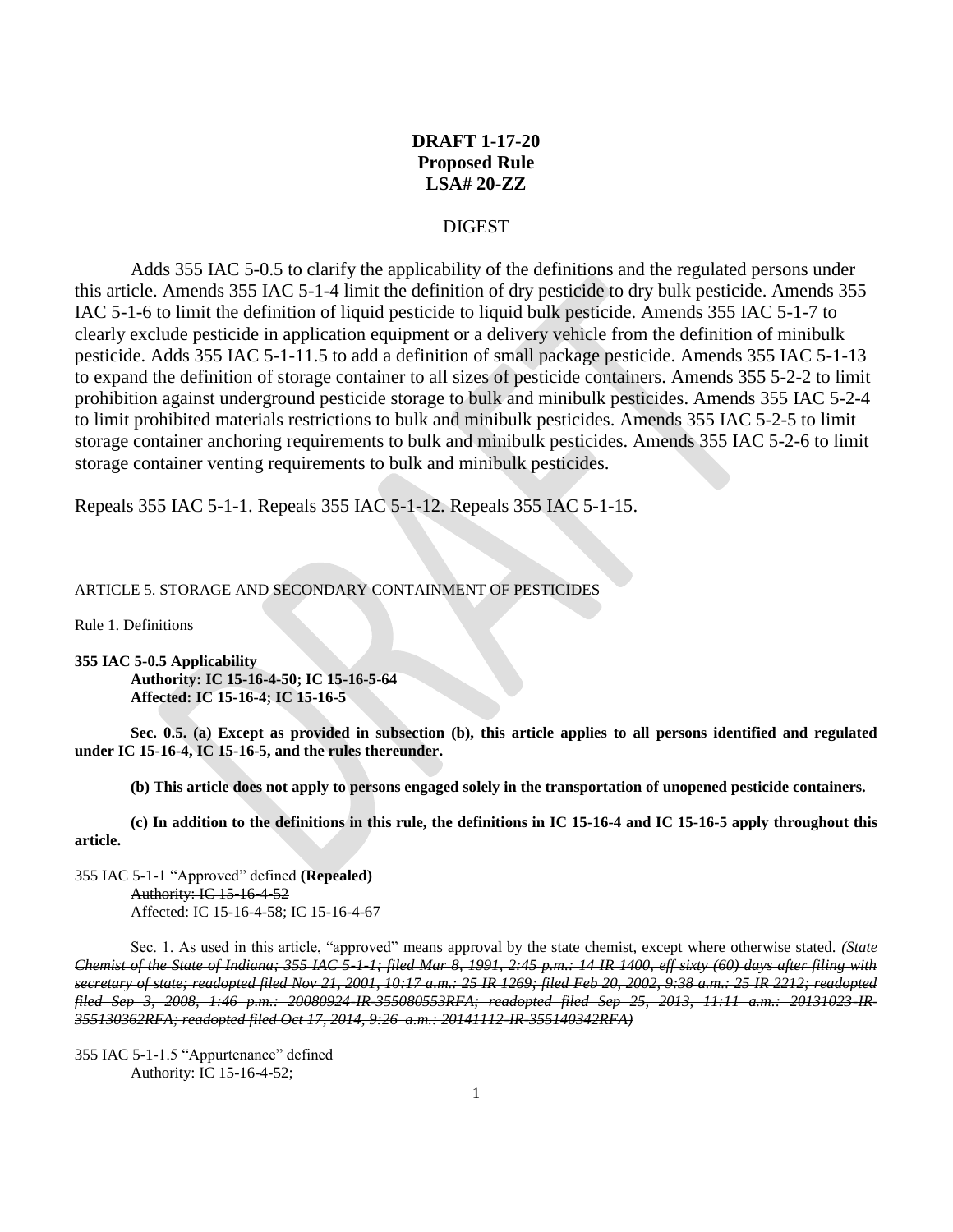**DRAFT 1-17-20**
**Proposed Rule**
**LSA# 20-ZZ**

DIGEST

Adds 355 IAC 5-0.5 to clarify the applicability of the definitions and the regulated persons under this article. Amends 355 IAC 5-1-4 limit the definition of dry pesticide to dry bulk pesticide. Amends 355 IAC 5-1-6 to limit the definition of liquid pesticide to liquid bulk pesticide. Amends 355 IAC 5-1-7 to clearly exclude pesticide in application equipment or a delivery vehicle from the definition of minibulk pesticide. Adds 355 IAC 5-1-11.5 to add a definition of small package pesticide. Amends 355 IAC 5-1-13 to expand the definition of storage container to all sizes of pesticide containers. Amends 355 5-2-2 to limit prohibition against underground pesticide storage to bulk and minibulk pesticides. Amends 355 IAC 5-2-4 to limit prohibited materials restrictions to bulk and minibulk pesticides. Amends 355 IAC 5-2-5 to limit storage container anchoring requirements to bulk and minibulk pesticides. Amends 355 IAC 5-2-6 to limit storage container venting requirements to bulk and minibulk pesticides.

Repeals 355 IAC 5-1-1. Repeals 355 IAC 5-1-12. Repeals 355 IAC 5-1-15.

ARTICLE 5. STORAGE AND SECONDARY CONTAINMENT OF PESTICIDES

Rule 1. Definitions

**355 IAC 5-0.5 Applicability**
**Authority: IC 15-16-4-50; IC 15-16-5-64**
**Affected: IC 15-16-4; IC 15-16-5**

**Sec. 0.5. (a) Except as provided in subsection (b), this article applies to all persons identified and regulated under IC 15-16-4, IC 15-16-5, and the rules thereunder.**

**(b) This article does not apply to persons engaged solely in the transportation of unopened pesticide containers.**

**(c) In addition to the definitions in this rule, the definitions in IC 15-16-4 and IC 15-16-5 apply throughout this article.**

355 IAC 5-1-1 "Approved" defined **(Repealed)**
~~Authority: IC 15-16-4-52~~
~~Affected: IC 15-16-4-58; IC 15-16-4-67~~

~~Sec. 1. As used in this article, "approved" means approval by the state chemist, except where otherwise stated. *(State Chemist of the State of Indiana; 355 IAC 5-1-1; filed Mar 8, 1991, 2:45 p.m.: 14 IR 1400, eff sixty (60) days after filing with secretary of state; readopted filed Nov 21, 2001, 10:17 a.m.: 25 IR 1269; filed Feb 20, 2002, 9:38 a.m.: 25 IR 2212; readopted filed Sep 3, 2008, 1:46 p.m.: 20080924-IR-355080553RFA; readopted filed Sep 25, 2013, 11:11 a.m.: 20131023-IR-355130362RFA; readopted filed Oct 17, 2014, 9:26 a.m.: 20141112-IR-355140342RFA)*~~

355 IAC 5-1-1.5 "Appurtenance" defined
Authority: IC 15-16-4-52;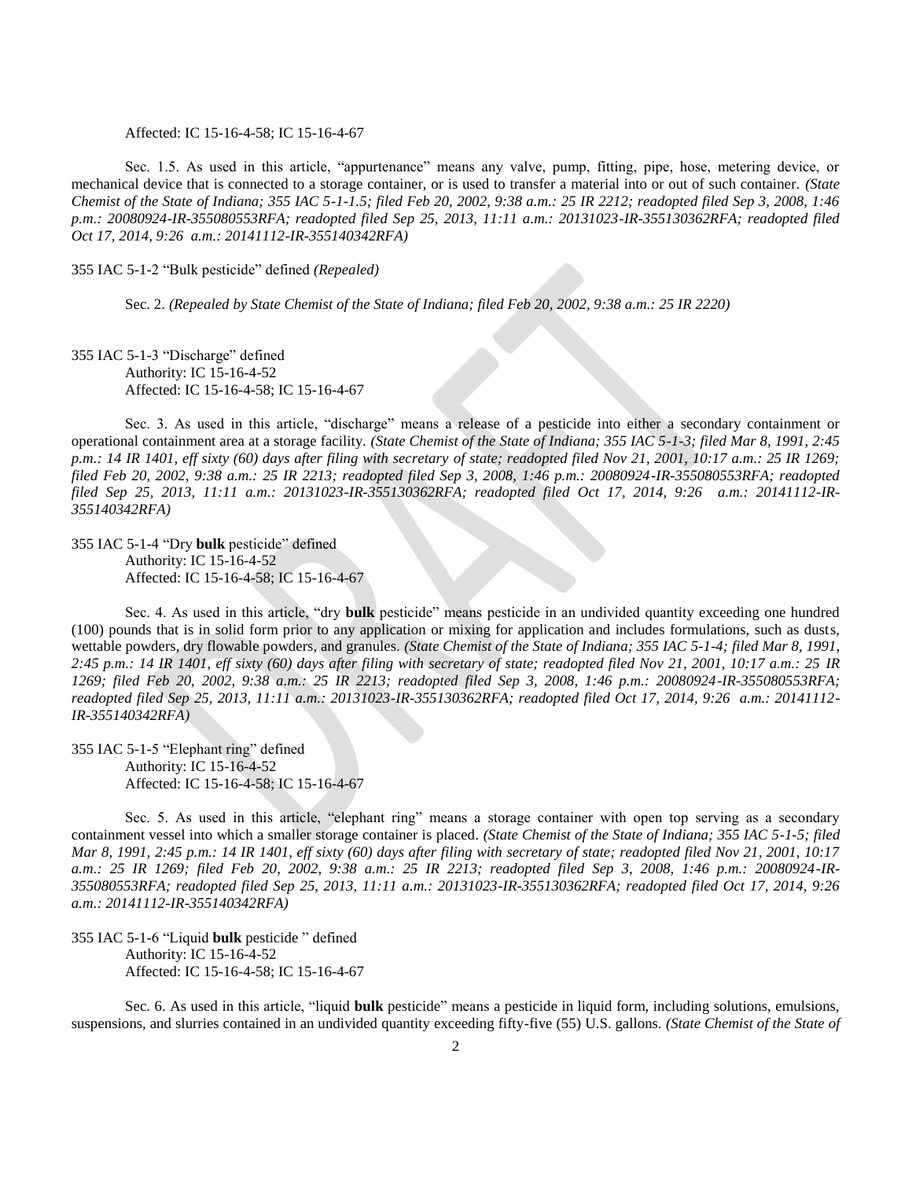Affected: IC 15-16-4-58; IC 15-16-4-67

Sec. 1.5. As used in this article, "appurtenance" means any valve, pump, fitting, pipe, hose, metering device, or mechanical device that is connected to a storage container, or is used to transfer a material into or out of such container. *(State Chemist of the State of Indiana; 355 IAC 5-1-1.5; filed Feb 20, 2002, 9:38 a.m.: 25 IR 2212; readopted filed Sep 3, 2008, 1:46 p.m.: 20080924-IR-355080553RFA; readopted filed Sep 25, 2013, 11:11 a.m.: 20131023-IR-355130362RFA; readopted filed Oct 17, 2014, 9:26 a.m.: 20141112-IR-355140342RFA)*

355 IAC 5-1-2 "Bulk pesticide" defined *(Repealed)*

Sec. 2. *(Repealed by State Chemist of the State of Indiana; filed Feb 20, 2002, 9:38 a.m.: 25 IR 2220)*

355 IAC 5-1-3 "Discharge" defined
Authority: IC 15-16-4-52
Affected: IC 15-16-4-58; IC 15-16-4-67

Sec. 3. As used in this article, "discharge" means a release of a pesticide into either a secondary containment or operational containment area at a storage facility. *(State Chemist of the State of Indiana; 355 IAC 5-1-3; filed Mar 8, 1991, 2:45 p.m.: 14 IR 1401, eff sixty (60) days after filing with secretary of state; readopted filed Nov 21, 2001, 10:17 a.m.: 25 IR 1269; filed Feb 20, 2002, 9:38 a.m.: 25 IR 2213; readopted filed Sep 3, 2008, 1:46 p.m.: 20080924-IR-355080553RFA; readopted filed Sep 25, 2013, 11:11 a.m.: 20131023-IR-355130362RFA; readopted filed Oct 17, 2014, 9:26 a.m.: 20141112-IR-355140342RFA)*

355 IAC 5-1-4 "Dry **bulk** pesticide" defined
Authority: IC 15-16-4-52
Affected: IC 15-16-4-58; IC 15-16-4-67

Sec. 4. As used in this article, "dry **bulk** pesticide" means pesticide in an undivided quantity exceeding one hundred (100) pounds that is in solid form prior to any application or mixing for application and includes formulations, such as dusts, wettable powders, dry flowable powders, and granules. *(State Chemist of the State of Indiana; 355 IAC 5-1-4; filed Mar 8, 1991, 2:45 p.m.: 14 IR 1401, eff sixty (60) days after filing with secretary of state; readopted filed Nov 21, 2001, 10:17 a.m.: 25 IR 1269; filed Feb 20, 2002, 9:38 a.m.: 25 IR 2213; readopted filed Sep 3, 2008, 1:46 p.m.: 20080924-IR-355080553RFA; readopted filed Sep 25, 2013, 11:11 a.m.: 20131023-IR-355130362RFA; readopted filed Oct 17, 2014, 9:26 a.m.: 20141112-IR-355140342RFA)*

355 IAC 5-1-5 "Elephant ring" defined
Authority: IC 15-16-4-52
Affected: IC 15-16-4-58; IC 15-16-4-67

Sec. 5. As used in this article, "elephant ring" means a storage container with open top serving as a secondary containment vessel into which a smaller storage container is placed. *(State Chemist of the State of Indiana; 355 IAC 5-1-5; filed Mar 8, 1991, 2:45 p.m.: 14 IR 1401, eff sixty (60) days after filing with secretary of state; readopted filed Nov 21, 2001, 10:17 a.m.: 25 IR 1269; filed Feb 20, 2002, 9:38 a.m.: 25 IR 2213; readopted filed Sep 3, 2008, 1:46 p.m.: 20080924-IR-355080553RFA; readopted filed Sep 25, 2013, 11:11 a.m.: 20131023-IR-355130362RFA; readopted filed Oct 17, 2014, 9:26 a.m.: 20141112-IR-355140342RFA)*

355 IAC 5-1-6 "Liquid **bulk** pesticide " defined
Authority: IC 15-16-4-52
Affected: IC 15-16-4-58; IC 15-16-4-67

Sec. 6. As used in this article, "liquid **bulk** pesticide" means a pesticide in liquid form, including solutions, emulsions, suspensions, and slurries contained in an undivided quantity exceeding fifty-five (55) U.S. gallons. *(State Chemist of the State of*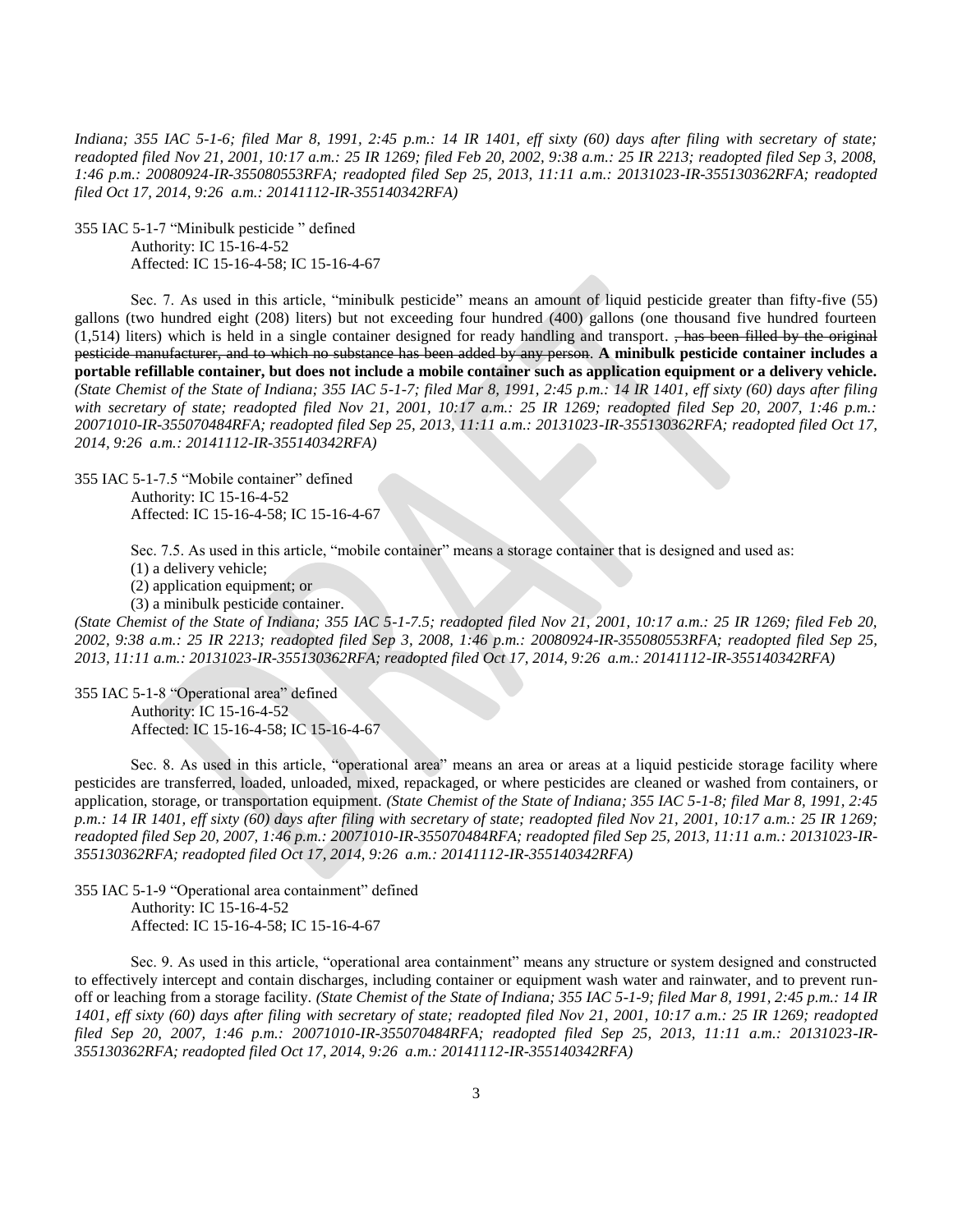*Indiana; 355 IAC 5-1-6; filed Mar 8, 1991, 2:45 p.m.: 14 IR 1401, eff sixty (60) days after filing with secretary of state; readopted filed Nov 21, 2001, 10:17 a.m.: 25 IR 1269; filed Feb 20, 2002, 9:38 a.m.: 25 IR 2213; readopted filed Sep 3, 2008, 1:46 p.m.: 20080924-IR-355080553RFA; readopted filed Sep 25, 2013, 11:11 a.m.: 20131023-IR-355130362RFA; readopted filed Oct 17, 2014, 9:26 a.m.: 20141112-IR-355140342RFA)*

355 IAC 5-1-7 "Minibulk pesticide " defined
Authority: IC 15-16-4-52
Affected: IC 15-16-4-58; IC 15-16-4-67

Sec. 7. As used in this article, "minibulk pesticide" means an amount of liquid pesticide greater than fifty-five (55) gallons (two hundred eight (208) liters) but not exceeding four hundred (400) gallons (one thousand five hundred fourteen (1,514) liters) which is held in a single container designed for ready handling and transport. ~~, has been filled by the original pesticide manufacturer, and to which no substance has been added by any person.~~ **A minibulk pesticide container includes a portable refillable container, but does not include a mobile container such as application equipment or a delivery vehicle.** *(State Chemist of the State of Indiana; 355 IAC 5-1-7; filed Mar 8, 1991, 2:45 p.m.: 14 IR 1401, eff sixty (60) days after filing with secretary of state; readopted filed Nov 21, 2001, 10:17 a.m.: 25 IR 1269; readopted filed Sep 20, 2007, 1:46 p.m.: 20071010-IR-355070484RFA; readopted filed Sep 25, 2013, 11:11 a.m.: 20131023-IR-355130362RFA; readopted filed Oct 17, 2014, 9:26 a.m.: 20141112-IR-355140342RFA)*

355 IAC 5-1-7.5 "Mobile container" defined
Authority: IC 15-16-4-52
Affected: IC 15-16-4-58; IC 15-16-4-67

Sec. 7.5. As used in this article, "mobile container" means a storage container that is designed and used as:
(1) a delivery vehicle;
(2) application equipment; or
(3) a minibulk pesticide container.
*(State Chemist of the State of Indiana; 355 IAC 5-1-7.5; readopted filed Nov 21, 2001, 10:17 a.m.: 25 IR 1269; filed Feb 20, 2002, 9:38 a.m.: 25 IR 2213; readopted filed Sep 3, 2008, 1:46 p.m.: 20080924-IR-355080553RFA; readopted filed Sep 25, 2013, 11:11 a.m.: 20131023-IR-355130362RFA; readopted filed Oct 17, 2014, 9:26 a.m.: 20141112-IR-355140342RFA)*

355 IAC 5-1-8 "Operational area" defined
Authority: IC 15-16-4-52
Affected: IC 15-16-4-58; IC 15-16-4-67

Sec. 8. As used in this article, "operational area" means an area or areas at a liquid pesticide storage facility where pesticides are transferred, loaded, unloaded, mixed, repackaged, or where pesticides are cleaned or washed from containers, or application, storage, or transportation equipment. *(State Chemist of the State of Indiana; 355 IAC 5-1-8; filed Mar 8, 1991, 2:45 p.m.: 14 IR 1401, eff sixty (60) days after filing with secretary of state; readopted filed Nov 21, 2001, 10:17 a.m.: 25 IR 1269; readopted filed Sep 20, 2007, 1:46 p.m.: 20071010-IR-355070484RFA; readopted filed Sep 25, 2013, 11:11 a.m.: 20131023-IR-355130362RFA; readopted filed Oct 17, 2014, 9:26 a.m.: 20141112-IR-355140342RFA)*

355 IAC 5-1-9 "Operational area containment" defined
Authority: IC 15-16-4-52
Affected: IC 15-16-4-58; IC 15-16-4-67

Sec. 9. As used in this article, "operational area containment" means any structure or system designed and constructed to effectively intercept and contain discharges, including container or equipment wash water and rainwater, and to prevent run-off or leaching from a storage facility. *(State Chemist of the State of Indiana; 355 IAC 5-1-9; filed Mar 8, 1991, 2:45 p.m.: 14 IR 1401, eff sixty (60) days after filing with secretary of state; readopted filed Nov 21, 2001, 10:17 a.m.: 25 IR 1269; readopted filed Sep 20, 2007, 1:46 p.m.: 20071010-IR-355070484RFA; readopted filed Sep 25, 2013, 11:11 a.m.: 20131023-IR-355130362RFA; readopted filed Oct 17, 2014, 9:26 a.m.: 20141112-IR-355140342RFA)*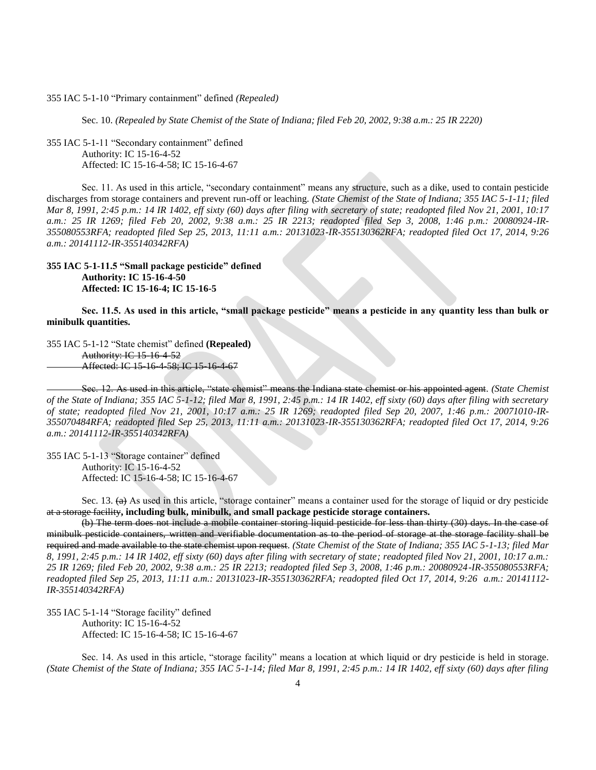355 IAC 5-1-10 "Primary containment" defined *(Repealed)*

Sec. 10. *(Repealed by State Chemist of the State of Indiana; filed Feb 20, 2002, 9:38 a.m.: 25 IR 2220)*

355 IAC 5-1-11 "Secondary containment" defined
Authority: IC 15-16-4-52
Affected: IC 15-16-4-58; IC 15-16-4-67

Sec. 11. As used in this article, "secondary containment" means any structure, such as a dike, used to contain pesticide discharges from storage containers and prevent run-off or leaching. *(State Chemist of the State of Indiana; 355 IAC 5-1-11; filed Mar 8, 1991, 2:45 p.m.: 14 IR 1402, eff sixty (60) days after filing with secretary of state; readopted filed Nov 21, 2001, 10:17 a.m.: 25 IR 1269; filed Feb 20, 2002, 9:38 a.m.: 25 IR 2213; readopted filed Sep 3, 2008, 1:46 p.m.: 20080924-IR-355080553RFA; readopted filed Sep 25, 2013, 11:11 a.m.: 20131023-IR-355130362RFA; readopted filed Oct 17, 2014, 9:26 a.m.: 20141112-IR-355140342RFA)*

**355 IAC 5-1-11.5 "Small package pesticide" defined**
**Authority: IC 15-16-4-50**
**Affected: IC 15-16-4; IC 15-16-5**

**Sec. 11.5. As used in this article, "small package pesticide" means a pesticide in any quantity less than bulk or minibulk quantities.**

355 IAC 5-1-12 "State chemist" defined **(Repealed)**
~~Authority: IC 15-16-4-52~~
~~Affected: IC 15-16-4-58; IC 15-16-4-67~~

~~Sec. 12. As used in this article, "state chemist" means the Indiana state chemist or his appointed agent.~~ *(State Chemist of the State of Indiana; 355 IAC 5-1-12; filed Mar 8, 1991, 2:45 p.m.: 14 IR 1402, eff sixty (60) days after filing with secretary of state; readopted filed Nov 21, 2001, 10:17 a.m.: 25 IR 1269; readopted filed Sep 20, 2007, 1:46 p.m.: 20071010-IR-355070484RFA; readopted filed Sep 25, 2013, 11:11 a.m.: 20131023-IR-355130362RFA; readopted filed Oct 17, 2014, 9:26 a.m.: 20141112-IR-355140342RFA)*

355 IAC 5-1-13 "Storage container" defined
Authority: IC 15-16-4-52
Affected: IC 15-16-4-58; IC 15-16-4-67

Sec. 13. ~~(a)~~ As used in this article, "storage container" means a container used for the storage of liquid or dry pesticide ~~at a storage facility~~**, including bulk, minibulk, and small package pesticide storage containers.**

~~(b) The term does not include a mobile container storing liquid pesticide for less than thirty (30) days. In the case of minibulk pesticide containers, written and verifiable documentation as to the period of storage at the storage facility shall be required and made available to the state chemist upon request.~~ *(State Chemist of the State of Indiana; 355 IAC 5-1-13; filed Mar 8, 1991, 2:45 p.m.: 14 IR 1402, eff sixty (60) days after filing with secretary of state; readopted filed Nov 21, 2001, 10:17 a.m.: 25 IR 1269; filed Feb 20, 2002, 9:38 a.m.: 25 IR 2213; readopted filed Sep 3, 2008, 1:46 p.m.: 20080924-IR-355080553RFA; readopted filed Sep 25, 2013, 11:11 a.m.: 20131023-IR-355130362RFA; readopted filed Oct 17, 2014, 9:26 a.m.: 20141112-IR-355140342RFA)*

355 IAC 5-1-14 "Storage facility" defined
Authority: IC 15-16-4-52
Affected: IC 15-16-4-58; IC 15-16-4-67

Sec. 14. As used in this article, "storage facility" means a location at which liquid or dry pesticide is held in storage. *(State Chemist of the State of Indiana; 355 IAC 5-1-14; filed Mar 8, 1991, 2:45 p.m.: 14 IR 1402, eff sixty (60) days after filing*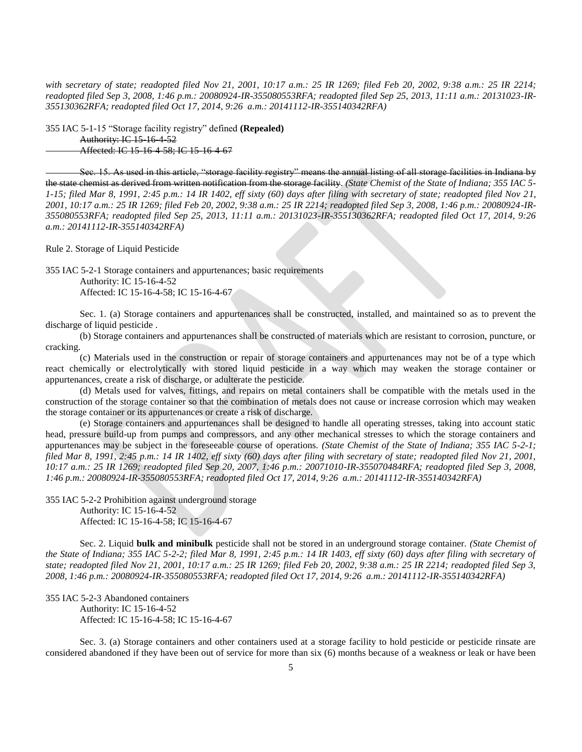*with secretary of state; readopted filed Nov 21, 2001, 10:17 a.m.: 25 IR 1269; filed Feb 20, 2002, 9:38 a.m.: 25 IR 2214; readopted filed Sep 3, 2008, 1:46 p.m.: 20080924-IR-355080553RFA; readopted filed Sep 25, 2013, 11:11 a.m.: 20131023-IR-355130362RFA; readopted filed Oct 17, 2014, 9:26 a.m.: 20141112-IR-355140342RFA)*

355 IAC 5-1-15 "Storage facility registry" defined **(Repealed)**

~~Authority: IC 15-16-4-52~~
~~Affected: IC 15-16-4-58; IC 15-16-4-67~~

~~Sec. 15. As used in this article, "storage facility registry" means the annual listing of all storage facilities in Indiana by the state chemist as derived from written notification from the storage facility.~~ *(State Chemist of the State of Indiana; 355 IAC 5-1-15; filed Mar 8, 1991, 2:45 p.m.: 14 IR 1402, eff sixty (60) days after filing with secretary of state; readopted filed Nov 21, 2001, 10:17 a.m.: 25 IR 1269; filed Feb 20, 2002, 9:38 a.m.: 25 IR 2214; readopted filed Sep 3, 2008, 1:46 p.m.: 20080924-IR-355080553RFA; readopted filed Sep 25, 2013, 11:11 a.m.: 20131023-IR-355130362RFA; readopted filed Oct 17, 2014, 9:26 a.m.: 20141112-IR-355140342RFA)*

Rule 2. Storage of Liquid Pesticide

355 IAC 5-2-1 Storage containers and appurtenances; basic requirements

Authority: IC 15-16-4-52
Affected: IC 15-16-4-58; IC 15-16-4-67

Sec. 1. (a) Storage containers and appurtenances shall be constructed, installed, and maintained so as to prevent the discharge of liquid pesticide .

(b) Storage containers and appurtenances shall be constructed of materials which are resistant to corrosion, puncture, or cracking.

(c) Materials used in the construction or repair of storage containers and appurtenances may not be of a type which react chemically or electrolytically with stored liquid pesticide in a way which may weaken the storage container or appurtenances, create a risk of discharge, or adulterate the pesticide.

(d) Metals used for valves, fittings, and repairs on metal containers shall be compatible with the metals used in the construction of the storage container so that the combination of metals does not cause or increase corrosion which may weaken the storage container or its appurtenances or create a risk of discharge.

(e) Storage containers and appurtenances shall be designed to handle all operating stresses, taking into account static head, pressure build-up from pumps and compressors, and any other mechanical stresses to which the storage containers and appurtenances may be subject in the foreseeable course of operations. *(State Chemist of the State of Indiana; 355 IAC 5-2-1; filed Mar 8, 1991, 2:45 p.m.: 14 IR 1402, eff sixty (60) days after filing with secretary of state; readopted filed Nov 21, 2001, 10:17 a.m.: 25 IR 1269; readopted filed Sep 20, 2007, 1:46 p.m.: 20071010-IR-355070484RFA; readopted filed Sep 3, 2008, 1:46 p.m.: 20080924-IR-355080553RFA; readopted filed Oct 17, 2014, 9:26 a.m.: 20141112-IR-355140342RFA)*

355 IAC 5-2-2 Prohibition against underground storage

Authority: IC 15-16-4-52
Affected: IC 15-16-4-58; IC 15-16-4-67

Sec. 2. Liquid **bulk and minibulk** pesticide shall not be stored in an underground storage container. *(State Chemist of the State of Indiana; 355 IAC 5-2-2; filed Mar 8, 1991, 2:45 p.m.: 14 IR 1403, eff sixty (60) days after filing with secretary of state; readopted filed Nov 21, 2001, 10:17 a.m.: 25 IR 1269; filed Feb 20, 2002, 9:38 a.m.: 25 IR 2214; readopted filed Sep 3, 2008, 1:46 p.m.: 20080924-IR-355080553RFA; readopted filed Oct 17, 2014, 9:26 a.m.: 20141112-IR-355140342RFA)*

355 IAC 5-2-3 Abandoned containers

Authority: IC 15-16-4-52
Affected: IC 15-16-4-58; IC 15-16-4-67

Sec. 3. (a) Storage containers and other containers used at a storage facility to hold pesticide or pesticide rinsate are considered abandoned if they have been out of service for more than six (6) months because of a weakness or leak or have been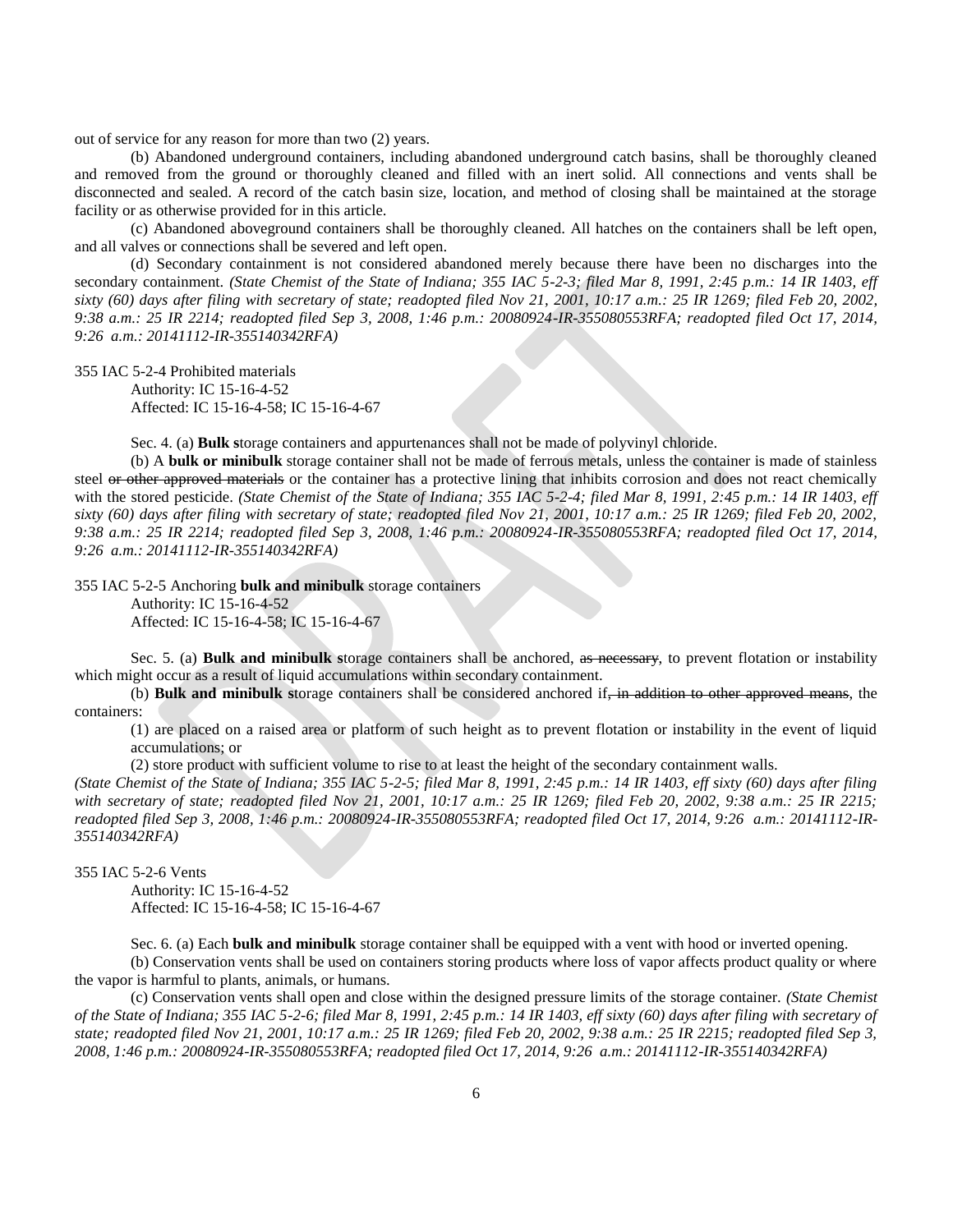out of service for any reason for more than two (2) years.

(b) Abandoned underground containers, including abandoned underground catch basins, shall be thoroughly cleaned and removed from the ground or thoroughly cleaned and filled with an inert solid. All connections and vents shall be disconnected and sealed. A record of the catch basin size, location, and method of closing shall be maintained at the storage facility or as otherwise provided for in this article.

(c) Abandoned aboveground containers shall be thoroughly cleaned. All hatches on the containers shall be left open, and all valves or connections shall be severed and left open.

(d) Secondary containment is not considered abandoned merely because there have been no discharges into the secondary containment. *(State Chemist of the State of Indiana; 355 IAC 5-2-3; filed Mar 8, 1991, 2:45 p.m.: 14 IR 1403, eff sixty (60) days after filing with secretary of state; readopted filed Nov 21, 2001, 10:17 a.m.: 25 IR 1269; filed Feb 20, 2002, 9:38 a.m.: 25 IR 2214; readopted filed Sep 3, 2008, 1:46 p.m.: 20080924-IR-355080553RFA; readopted filed Oct 17, 2014, 9:26 a.m.: 20141112-IR-355140342RFA)*

355 IAC 5-2-4 Prohibited materials

Authority: IC 15-16-4-52
Affected: IC 15-16-4-58; IC 15-16-4-67

Sec. 4. (a) **Bulk s**torage containers and appurtenances shall not be made of polyvinyl chloride.

(b) A **bulk or minibulk** storage container shall not be made of ferrous metals, unless the container is made of stainless steel ~~or other approved materials~~ or the container has a protective lining that inhibits corrosion and does not react chemically with the stored pesticide. *(State Chemist of the State of Indiana; 355 IAC 5-2-4; filed Mar 8, 1991, 2:45 p.m.: 14 IR 1403, eff sixty (60) days after filing with secretary of state; readopted filed Nov 21, 2001, 10:17 a.m.: 25 IR 1269; filed Feb 20, 2002, 9:38 a.m.: 25 IR 2214; readopted filed Sep 3, 2008, 1:46 p.m.: 20080924-IR-355080553RFA; readopted filed Oct 17, 2014, 9:26 a.m.: 20141112-IR-355140342RFA)*

355 IAC 5-2-5 Anchoring **bulk and minibulk** storage containers

Authority: IC 15-16-4-52
Affected: IC 15-16-4-58; IC 15-16-4-67

Sec. 5. (a) **Bulk and minibulk s**torage containers shall be anchored, ~~as necessary~~, to prevent flotation or instability which might occur as a result of liquid accumulations within secondary containment.

(b) **Bulk and minibulk s**torage containers shall be considered anchored if~~, in addition to other approved means~~, the containers:

(1) are placed on a raised area or platform of such height as to prevent flotation or instability in the event of liquid accumulations; or

(2) store product with sufficient volume to rise to at least the height of the secondary containment walls.

*(State Chemist of the State of Indiana; 355 IAC 5-2-5; filed Mar 8, 1991, 2:45 p.m.: 14 IR 1403, eff sixty (60) days after filing with secretary of state; readopted filed Nov 21, 2001, 10:17 a.m.: 25 IR 1269; filed Feb 20, 2002, 9:38 a.m.: 25 IR 2215; readopted filed Sep 3, 2008, 1:46 p.m.: 20080924-IR-355080553RFA; readopted filed Oct 17, 2014, 9:26 a.m.: 20141112-IR-355140342RFA)*

355 IAC 5-2-6 Vents

Authority: IC 15-16-4-52
Affected: IC 15-16-4-58; IC 15-16-4-67

Sec. 6. (a) Each **bulk and minibulk** storage container shall be equipped with a vent with hood or inverted opening.

(b) Conservation vents shall be used on containers storing products where loss of vapor affects product quality or where the vapor is harmful to plants, animals, or humans.

(c) Conservation vents shall open and close within the designed pressure limits of the storage container. *(State Chemist of the State of Indiana; 355 IAC 5-2-6; filed Mar 8, 1991, 2:45 p.m.: 14 IR 1403, eff sixty (60) days after filing with secretary of state; readopted filed Nov 21, 2001, 10:17 a.m.: 25 IR 1269; filed Feb 20, 2002, 9:38 a.m.: 25 IR 2215; readopted filed Sep 3, 2008, 1:46 p.m.: 20080924-IR-355080553RFA; readopted filed Oct 17, 2014, 9:26 a.m.: 20141112-IR-355140342RFA)*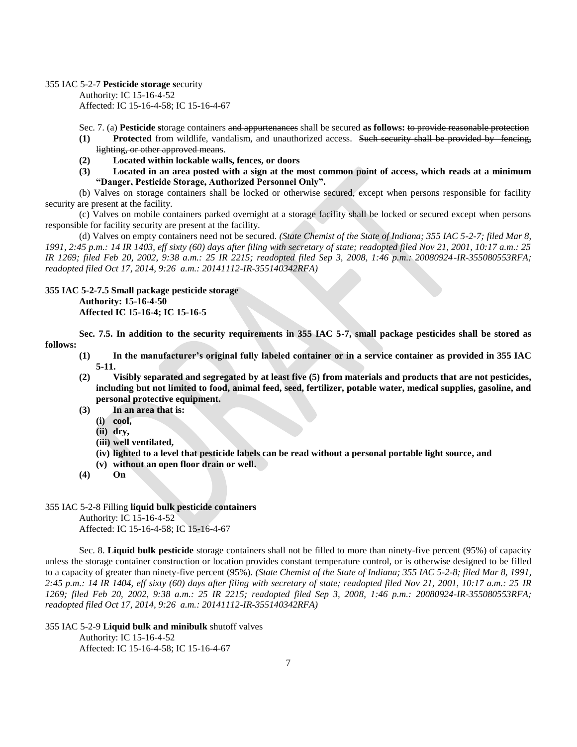355 IAC 5-2-7 **Pesticide storage s**ecurity

Authority: IC 15-16-4-52
Affected: IC 15-16-4-58; IC 15-16-4-67

Sec. 7. (a) **Pesticide s**torage containers ~~and appurtenances~~ shall be secured **as follows:** ~~to provide reasonable protection~~

**(1)** **Protected** from wildlife, vandalism, and unauthorized access. ~~Such security shall be provided by fencing, lighting, or other approved means~~.

**(2) Located within lockable walls, fences, or doors**

**(3) Located in an area posted with a sign at the most common point of access, which reads at a minimum "Danger, Pesticide Storage, Authorized Personnel Only".**

(b) Valves on storage containers shall be locked or otherwise secured, except when persons responsible for facility security are present at the facility.

(c) Valves on mobile containers parked overnight at a storage facility shall be locked or secured except when persons responsible for facility security are present at the facility.

(d) Valves on empty containers need not be secured. *(State Chemist of the State of Indiana; 355 IAC 5-2-7; filed Mar 8, 1991, 2:45 p.m.: 14 IR 1403, eff sixty (60) days after filing with secretary of state; readopted filed Nov 21, 2001, 10:17 a.m.: 25 IR 1269; filed Feb 20, 2002, 9:38 a.m.: 25 IR 2215; readopted filed Sep 3, 2008, 1:46 p.m.: 20080924-IR-355080553RFA; readopted filed Oct 17, 2014, 9:26 a.m.: 20141112-IR-355140342RFA)*

**355 IAC 5-2-7.5 Small package pesticide storage**

**Authority: 15-16-4-50**
**Affected IC 15-16-4; IC 15-16-5**

**Sec. 7.5. In addition to the security requirements in 355 IAC 5-7, small package pesticides shall be stored as follows:**

**(1) In the manufacturer's original fully labeled container or in a service container as provided in 355 IAC 5-11.**

**(2) Visibly separated and segregated by at least five (5) from materials and products that are not pesticides, including but not limited to food, animal feed, seed, fertilizer, potable water, medical supplies, gasoline, and personal protective equipment.**

**(3) In an area that is:**

**(i) cool,**
**(ii) dry,**
**(iii) well ventilated,**
**(iv) lighted to a level that pesticide labels can be read without a personal portable light source, and**
**(v) without an open floor drain or well.**

**(4) On**

355 IAC 5-2-8 Filling **liquid bulk pesticide containers**

Authority: IC 15-16-4-52
Affected: IC 15-16-4-58; IC 15-16-4-67

Sec. 8. **Liquid bulk pesticide** storage containers shall not be filled to more than ninety-five percent (95%) of capacity unless the storage container construction or location provides constant temperature control, or is otherwise designed to be filled to a capacity of greater than ninety-five percent (95%). *(State Chemist of the State of Indiana; 355 IAC 5-2-8; filed Mar 8, 1991, 2:45 p.m.: 14 IR 1404, eff sixty (60) days after filing with secretary of state; readopted filed Nov 21, 2001, 10:17 a.m.: 25 IR 1269; filed Feb 20, 2002, 9:38 a.m.: 25 IR 2215; readopted filed Sep 3, 2008, 1:46 p.m.: 20080924-IR-355080553RFA; readopted filed Oct 17, 2014, 9:26 a.m.: 20141112-IR-355140342RFA)*

355 IAC 5-2-9 **Liquid bulk and minibulk** shutoff valves

Authority: IC 15-16-4-52
Affected: IC 15-16-4-58; IC 15-16-4-67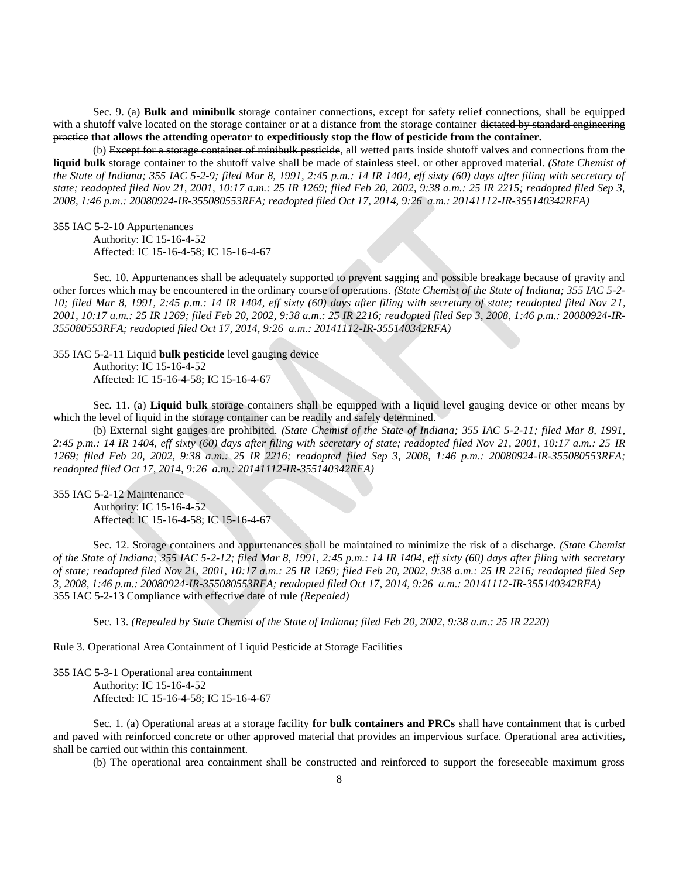Sec. 9. (a) **Bulk and minibulk** storage container connections, except for safety relief connections, shall be equipped with a shutoff valve located on the storage container or at a distance from the storage container ~~dictated by standard engineering practice~~ **that allows the attending operator to expeditiously stop the flow of pesticide from the container.**

(b) ~~Except for a storage container of minibulk pesticide~~, all wetted parts inside shutoff valves and connections from the **liquid bulk** storage container to the shutoff valve shall be made of stainless steel. ~~or other approved material.~~ *(State Chemist of the State of Indiana; 355 IAC 5-2-9; filed Mar 8, 1991, 2:45 p.m.: 14 IR 1404, eff sixty (60) days after filing with secretary of state; readopted filed Nov 21, 2001, 10:17 a.m.: 25 IR 1269; filed Feb 20, 2002, 9:38 a.m.: 25 IR 2215; readopted filed Sep 3, 2008, 1:46 p.m.: 20080924-IR-355080553RFA; readopted filed Oct 17, 2014, 9:26 a.m.: 20141112-IR-355140342RFA)*

355 IAC 5-2-10 Appurtenances
Authority: IC 15-16-4-52
Affected: IC 15-16-4-58; IC 15-16-4-67

Sec. 10. Appurtenances shall be adequately supported to prevent sagging and possible breakage because of gravity and other forces which may be encountered in the ordinary course of operations. *(State Chemist of the State of Indiana; 355 IAC 5-2-10; filed Mar 8, 1991, 2:45 p.m.: 14 IR 1404, eff sixty (60) days after filing with secretary of state; readopted filed Nov 21, 2001, 10:17 a.m.: 25 IR 1269; filed Feb 20, 2002, 9:38 a.m.: 25 IR 2216; readopted filed Sep 3, 2008, 1:46 p.m.: 20080924-IR-355080553RFA; readopted filed Oct 17, 2014, 9:26 a.m.: 20141112-IR-355140342RFA)*

355 IAC 5-2-11 Liquid **bulk pesticide** level gauging device
Authority: IC 15-16-4-52
Affected: IC 15-16-4-58; IC 15-16-4-67

Sec. 11. (a) **Liquid bulk** storage containers shall be equipped with a liquid level gauging device or other means by which the level of liquid in the storage container can be readily and safely determined.

(b) External sight gauges are prohibited. *(State Chemist of the State of Indiana; 355 IAC 5-2-11; filed Mar 8, 1991, 2:45 p.m.: 14 IR 1404, eff sixty (60) days after filing with secretary of state; readopted filed Nov 21, 2001, 10:17 a.m.: 25 IR 1269; filed Feb 20, 2002, 9:38 a.m.: 25 IR 2216; readopted filed Sep 3, 2008, 1:46 p.m.: 20080924-IR-355080553RFA; readopted filed Oct 17, 2014, 9:26 a.m.: 20141112-IR-355140342RFA)*

355 IAC 5-2-12 Maintenance
Authority: IC 15-16-4-52
Affected: IC 15-16-4-58; IC 15-16-4-67

Sec. 12. Storage containers and appurtenances shall be maintained to minimize the risk of a discharge. *(State Chemist of the State of Indiana; 355 IAC 5-2-12; filed Mar 8, 1991, 2:45 p.m.: 14 IR 1404, eff sixty (60) days after filing with secretary of state; readopted filed Nov 21, 2001, 10:17 a.m.: 25 IR 1269; filed Feb 20, 2002, 9:38 a.m.: 25 IR 2216; readopted filed Sep 3, 2008, 1:46 p.m.: 20080924-IR-355080553RFA; readopted filed Oct 17, 2014, 9:26 a.m.: 20141112-IR-355140342RFA)*

355 IAC 5-2-13 Compliance with effective date of rule *(Repealed)*

Sec. 13. *(Repealed by State Chemist of the State of Indiana; filed Feb 20, 2002, 9:38 a.m.: 25 IR 2220)*

Rule 3. Operational Area Containment of Liquid Pesticide at Storage Facilities

355 IAC 5-3-1 Operational area containment
Authority: IC 15-16-4-52
Affected: IC 15-16-4-58; IC 15-16-4-67

Sec. 1. (a) Operational areas at a storage facility **for bulk containers and PRCs** shall have containment that is curbed and paved with reinforced concrete or other approved material that provides an impervious surface. Operational area activities**,** shall be carried out within this containment.

(b) The operational area containment shall be constructed and reinforced to support the foreseeable maximum gross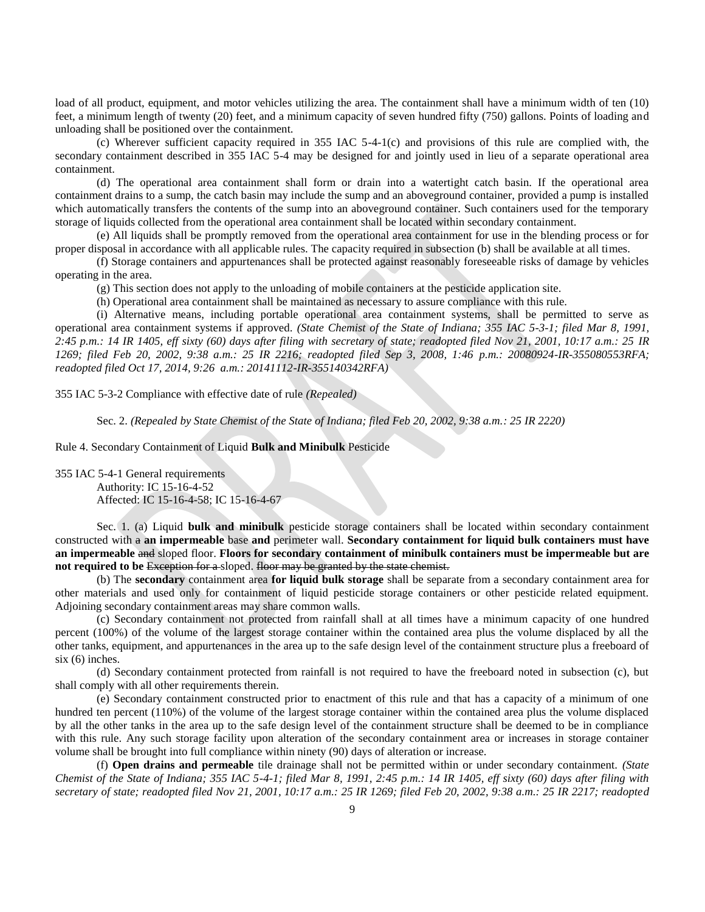load of all product, equipment, and motor vehicles utilizing the area. The containment shall have a minimum width of ten (10) feet, a minimum length of twenty (20) feet, and a minimum capacity of seven hundred fifty (750) gallons. Points of loading and unloading shall be positioned over the containment.

(c) Wherever sufficient capacity required in 355 IAC 5-4-1(c) and provisions of this rule are complied with, the secondary containment described in 355 IAC 5-4 may be designed for and jointly used in lieu of a separate operational area containment.

(d) The operational area containment shall form or drain into a watertight catch basin. If the operational area containment drains to a sump, the catch basin may include the sump and an aboveground container, provided a pump is installed which automatically transfers the contents of the sump into an aboveground container. Such containers used for the temporary storage of liquids collected from the operational area containment shall be located within secondary containment.

(e) All liquids shall be promptly removed from the operational area containment for use in the blending process or for proper disposal in accordance with all applicable rules. The capacity required in subsection (b) shall be available at all times.

(f) Storage containers and appurtenances shall be protected against reasonably foreseeable risks of damage by vehicles operating in the area.

(g) This section does not apply to the unloading of mobile containers at the pesticide application site.

(h) Operational area containment shall be maintained as necessary to assure compliance with this rule.

(i) Alternative means, including portable operational area containment systems, shall be permitted to serve as operational area containment systems if approved. *(State Chemist of the State of Indiana; 355 IAC 5-3-1; filed Mar 8, 1991, 2:45 p.m.: 14 IR 1405, eff sixty (60) days after filing with secretary of state; readopted filed Nov 21, 2001, 10:17 a.m.: 25 IR 1269; filed Feb 20, 2002, 9:38 a.m.: 25 IR 2216; readopted filed Sep 3, 2008, 1:46 p.m.: 20080924-IR-355080553RFA; readopted filed Oct 17, 2014, 9:26 a.m.: 20141112-IR-355140342RFA)*

355 IAC 5-3-2 Compliance with effective date of rule *(Repealed)*

Sec. 2. *(Repealed by State Chemist of the State of Indiana; filed Feb 20, 2002, 9:38 a.m.: 25 IR 2220)*

Rule 4. Secondary Containment of Liquid **Bulk and Minibulk** Pesticide

355 IAC 5-4-1 General requirements
Authority: IC 15-16-4-52
Affected: IC 15-16-4-58; IC 15-16-4-67

Sec. 1. (a) Liquid **bulk and minibulk** pesticide storage containers shall be located within secondary containment constructed with ~~a~~ **an impermeable** base **and** perimeter wall. **Secondary containment for liquid bulk containers must have an impermeable** ~~and~~ sloped floor. **Floors for secondary containment of minibulk containers must be impermeable but are not required to be** ~~Exception for a~~ sloped. ~~floor may be granted by the state chemist.~~

(b) The **secondary** containment area **for liquid bulk storage** shall be separate from a secondary containment area for other materials and used only for containment of liquid pesticide storage containers or other pesticide related equipment. Adjoining secondary containment areas may share common walls.

(c) Secondary containment not protected from rainfall shall at all times have a minimum capacity of one hundred percent (100%) of the volume of the largest storage container within the contained area plus the volume displaced by all the other tanks, equipment, and appurtenances in the area up to the safe design level of the containment structure plus a freeboard of six (6) inches.

(d) Secondary containment protected from rainfall is not required to have the freeboard noted in subsection (c), but shall comply with all other requirements therein.

(e) Secondary containment constructed prior to enactment of this rule and that has a capacity of a minimum of one hundred ten percent (110%) of the volume of the largest storage container within the contained area plus the volume displaced by all the other tanks in the area up to the safe design level of the containment structure shall be deemed to be in compliance with this rule. Any such storage facility upon alteration of the secondary containment area or increases in storage container volume shall be brought into full compliance within ninety (90) days of alteration or increase.

(f) **Open drains and permeable** tile drainage shall not be permitted within or under secondary containment. *(State Chemist of the State of Indiana; 355 IAC 5-4-1; filed Mar 8, 1991, 2:45 p.m.: 14 IR 1405, eff sixty (60) days after filing with secretary of state; readopted filed Nov 21, 2001, 10:17 a.m.: 25 IR 1269; filed Feb 20, 2002, 9:38 a.m.: 25 IR 2217; readopted*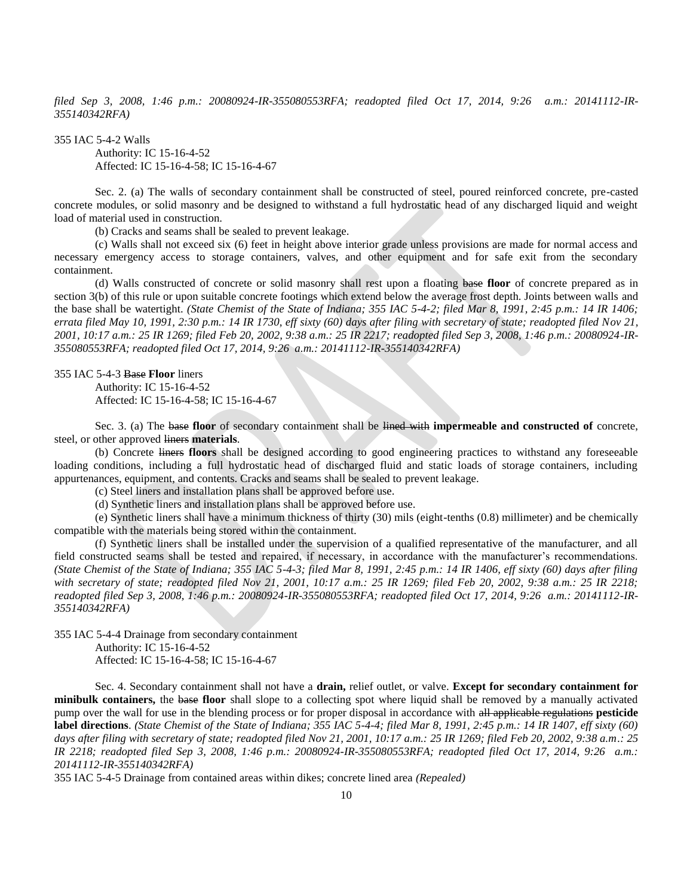*filed Sep 3, 2008, 1:46 p.m.: 20080924-IR-355080553RFA; readopted filed Oct 17, 2014, 9:26 a.m.: 20141112-IR-355140342RFA)*

355 IAC 5-4-2 Walls

Authority: IC 15-16-4-52
Affected: IC 15-16-4-58; IC 15-16-4-67

Sec. 2. (a) The walls of secondary containment shall be constructed of steel, poured reinforced concrete, pre-casted concrete modules, or solid masonry and be designed to withstand a full hydrostatic head of any discharged liquid and weight load of material used in construction.

(b) Cracks and seams shall be sealed to prevent leakage.

(c) Walls shall not exceed six (6) feet in height above interior grade unless provisions are made for normal access and necessary emergency access to storage containers, valves, and other equipment and for safe exit from the secondary containment.

(d) Walls constructed of concrete or solid masonry shall rest upon a floating ~~base~~ **floor** of concrete prepared as in section 3(b) of this rule or upon suitable concrete footings which extend below the average frost depth. Joints between walls and the base shall be watertight. *(State Chemist of the State of Indiana; 355 IAC 5-4-2; filed Mar 8, 1991, 2:45 p.m.: 14 IR 1406; errata filed May 10, 1991, 2:30 p.m.: 14 IR 1730, eff sixty (60) days after filing with secretary of state; readopted filed Nov 21, 2001, 10:17 a.m.: 25 IR 1269; filed Feb 20, 2002, 9:38 a.m.: 25 IR 2217; readopted filed Sep 3, 2008, 1:46 p.m.: 20080924-IR-355080553RFA; readopted filed Oct 17, 2014, 9:26 a.m.: 20141112-IR-355140342RFA)*

355 IAC 5-4-3 ~~Base~~ **Floor** liners

Authority: IC 15-16-4-52
Affected: IC 15-16-4-58; IC 15-16-4-67

Sec. 3. (a) The ~~base~~ **floor** of secondary containment shall be ~~lined with~~ **impermeable and constructed of** concrete, steel, or other approved ~~liners~~ **materials**.

(b) Concrete ~~liners~~ **floors** shall be designed according to good engineering practices to withstand any foreseeable loading conditions, including a full hydrostatic head of discharged fluid and static loads of storage containers, including appurtenances, equipment, and contents. Cracks and seams shall be sealed to prevent leakage.

(c) Steel liners and installation plans shall be approved before use.

(d) Synthetic liners and installation plans shall be approved before use.

(e) Synthetic liners shall have a minimum thickness of thirty (30) mils (eight-tenths (0.8) millimeter) and be chemically compatible with the materials being stored within the containment.

(f) Synthetic liners shall be installed under the supervision of a qualified representative of the manufacturer, and all field constructed seams shall be tested and repaired, if necessary, in accordance with the manufacturer's recommendations. *(State Chemist of the State of Indiana; 355 IAC 5-4-3; filed Mar 8, 1991, 2:45 p.m.: 14 IR 1406, eff sixty (60) days after filing with secretary of state; readopted filed Nov 21, 2001, 10:17 a.m.: 25 IR 1269; filed Feb 20, 2002, 9:38 a.m.: 25 IR 2218; readopted filed Sep 3, 2008, 1:46 p.m.: 20080924-IR-355080553RFA; readopted filed Oct 17, 2014, 9:26 a.m.: 20141112-IR-355140342RFA)*

355 IAC 5-4-4 Drainage from secondary containment

Authority: IC 15-16-4-52
Affected: IC 15-16-4-58; IC 15-16-4-67

Sec. 4. Secondary containment shall not have a **drain,** relief outlet, or valve. **Except for secondary containment for minibulk containers,** the ~~base~~ **floor** shall slope to a collecting spot where liquid shall be removed by a manually activated pump over the wall for use in the blending process or for proper disposal in accordance with ~~all applicable regulations~~ **pesticide label directions**. *(State Chemist of the State of Indiana; 355 IAC 5-4-4; filed Mar 8, 1991, 2:45 p.m.: 14 IR 1407, eff sixty (60) days after filing with secretary of state; readopted filed Nov 21, 2001, 10:17 a.m.: 25 IR 1269; filed Feb 20, 2002, 9:38 a.m.: 25 IR 2218; readopted filed Sep 3, 2008, 1:46 p.m.: 20080924-IR-355080553RFA; readopted filed Oct 17, 2014, 9:26 a.m.: 20141112-IR-355140342RFA)*

355 IAC 5-4-5 Drainage from contained areas within dikes; concrete lined area *(Repealed)*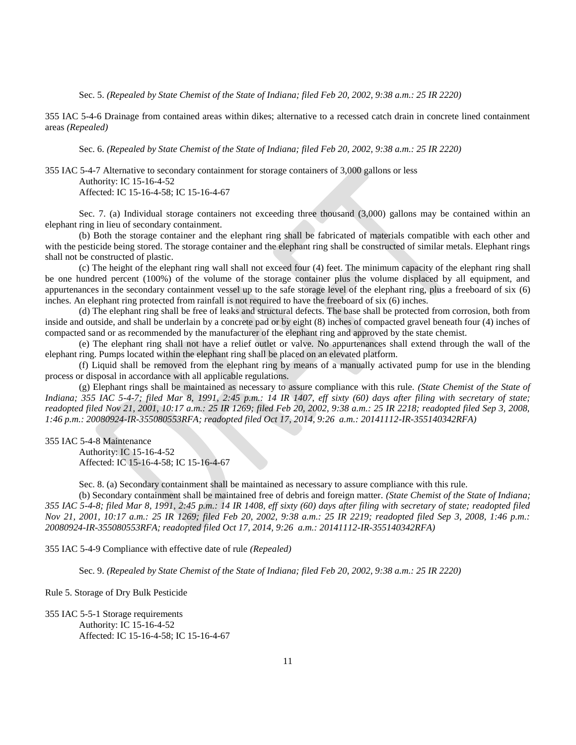Sec. 5. *(Repealed by State Chemist of the State of Indiana; filed Feb 20, 2002, 9:38 a.m.: 25 IR 2220)*

355 IAC 5-4-6 Drainage from contained areas within dikes; alternative to a recessed catch drain in concrete lined containment areas *(Repealed)*

Sec. 6. *(Repealed by State Chemist of the State of Indiana; filed Feb 20, 2002, 9:38 a.m.: 25 IR 2220)*

355 IAC 5-4-7 Alternative to secondary containment for storage containers of 3,000 gallons or less
Authority: IC 15-16-4-52
Affected: IC 15-16-4-58; IC 15-16-4-67

Sec. 7. (a) Individual storage containers not exceeding three thousand (3,000) gallons may be contained within an elephant ring in lieu of secondary containment.

(b) Both the storage container and the elephant ring shall be fabricated of materials compatible with each other and with the pesticide being stored. The storage container and the elephant ring shall be constructed of similar metals. Elephant rings shall not be constructed of plastic.

(c) The height of the elephant ring wall shall not exceed four (4) feet. The minimum capacity of the elephant ring shall be one hundred percent (100%) of the volume of the storage container plus the volume displaced by all equipment, and appurtenances in the secondary containment vessel up to the safe storage level of the elephant ring, plus a freeboard of six (6) inches. An elephant ring protected from rainfall is not required to have the freeboard of six (6) inches.

(d) The elephant ring shall be free of leaks and structural defects. The base shall be protected from corrosion, both from inside and outside, and shall be underlain by a concrete pad or by eight (8) inches of compacted gravel beneath four (4) inches of compacted sand or as recommended by the manufacturer of the elephant ring and approved by the state chemist.

(e) The elephant ring shall not have a relief outlet or valve. No appurtenances shall extend through the wall of the elephant ring. Pumps located within the elephant ring shall be placed on an elevated platform.

(f) Liquid shall be removed from the elephant ring by means of a manually activated pump for use in the blending process or disposal in accordance with all applicable regulations.

(g) Elephant rings shall be maintained as necessary to assure compliance with this rule. *(State Chemist of the State of Indiana; 355 IAC 5-4-7; filed Mar 8, 1991, 2:45 p.m.: 14 IR 1407, eff sixty (60) days after filing with secretary of state; readopted filed Nov 21, 2001, 10:17 a.m.: 25 IR 1269; filed Feb 20, 2002, 9:38 a.m.: 25 IR 2218; readopted filed Sep 3, 2008, 1:46 p.m.: 20080924-IR-355080553RFA; readopted filed Oct 17, 2014, 9:26 a.m.: 20141112-IR-355140342RFA)*

355 IAC 5-4-8 Maintenance
Authority: IC 15-16-4-52
Affected: IC 15-16-4-58; IC 15-16-4-67

Sec. 8. (a) Secondary containment shall be maintained as necessary to assure compliance with this rule.

(b) Secondary containment shall be maintained free of debris and foreign matter. *(State Chemist of the State of Indiana; 355 IAC 5-4-8; filed Mar 8, 1991, 2:45 p.m.: 14 IR 1408, eff sixty (60) days after filing with secretary of state; readopted filed Nov 21, 2001, 10:17 a.m.: 25 IR 1269; filed Feb 20, 2002, 9:38 a.m.: 25 IR 2219; readopted filed Sep 3, 2008, 1:46 p.m.: 20080924-IR-355080553RFA; readopted filed Oct 17, 2014, 9:26 a.m.: 20141112-IR-355140342RFA)*

355 IAC 5-4-9 Compliance with effective date of rule *(Repealed)*

Sec. 9. *(Repealed by State Chemist of the State of Indiana; filed Feb 20, 2002, 9:38 a.m.: 25 IR 2220)*

Rule 5. Storage of Dry Bulk Pesticide

355 IAC 5-5-1 Storage requirements
Authority: IC 15-16-4-52
Affected: IC 15-16-4-58; IC 15-16-4-67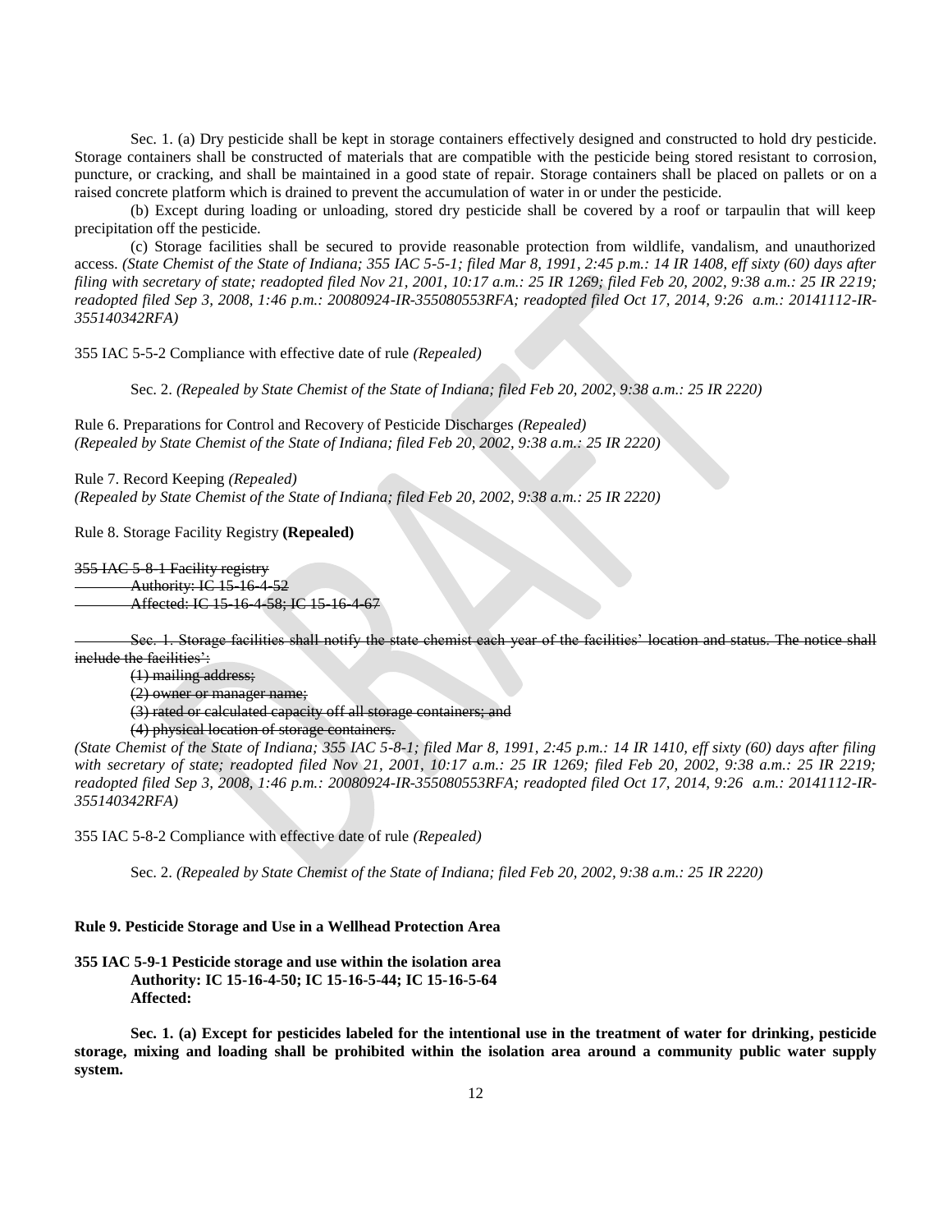Sec. 1. (a) Dry pesticide shall be kept in storage containers effectively designed and constructed to hold dry pesticide. Storage containers shall be constructed of materials that are compatible with the pesticide being stored resistant to corrosion, puncture, or cracking, and shall be maintained in a good state of repair. Storage containers shall be placed on pallets or on a raised concrete platform which is drained to prevent the accumulation of water in or under the pesticide.

(b) Except during loading or unloading, stored dry pesticide shall be covered by a roof or tarpaulin that will keep precipitation off the pesticide.

(c) Storage facilities shall be secured to provide reasonable protection from wildlife, vandalism, and unauthorized access. *(State Chemist of the State of Indiana; 355 IAC 5-5-1; filed Mar 8, 1991, 2:45 p.m.: 14 IR 1408, eff sixty (60) days after filing with secretary of state; readopted filed Nov 21, 2001, 10:17 a.m.: 25 IR 1269; filed Feb 20, 2002, 9:38 a.m.: 25 IR 2219; readopted filed Sep 3, 2008, 1:46 p.m.: 20080924-IR-355080553RFA; readopted filed Oct 17, 2014, 9:26 a.m.: 20141112-IR-355140342RFA)*

355 IAC 5-5-2 Compliance with effective date of rule *(Repealed)*

Sec. 2. *(Repealed by State Chemist of the State of Indiana; filed Feb 20, 2002, 9:38 a.m.: 25 IR 2220)*

Rule 6. Preparations for Control and Recovery of Pesticide Discharges *(Repealed)*
*(Repealed by State Chemist of the State of Indiana; filed Feb 20, 2002, 9:38 a.m.: 25 IR 2220)*

Rule 7. Record Keeping *(Repealed)*
*(Repealed by State Chemist of the State of Indiana; filed Feb 20, 2002, 9:38 a.m.: 25 IR 2220)*

Rule 8. Storage Facility Registry **(Repealed)**

~~355 IAC 5-8-1 Facility registry~~
~~Authority: IC 15-16-4-52~~
~~Affected: IC 15-16-4-58; IC 15-16-4-67~~

~~Sec. 1. Storage facilities shall notify the state chemist each year of the facilities' location and status. The notice shall include the facilities':~~

~~(1) mailing address;~~
~~(2) owner or manager name;~~
~~(3) rated or calculated capacity off all storage containers; and~~
~~(4) physical location of storage containers.~~

*(State Chemist of the State of Indiana; 355 IAC 5-8-1; filed Mar 8, 1991, 2:45 p.m.: 14 IR 1410, eff sixty (60) days after filing with secretary of state; readopted filed Nov 21, 2001, 10:17 a.m.: 25 IR 1269; filed Feb 20, 2002, 9:38 a.m.: 25 IR 2219; readopted filed Sep 3, 2008, 1:46 p.m.: 20080924-IR-355080553RFA; readopted filed Oct 17, 2014, 9:26 a.m.: 20141112-IR-355140342RFA)*

355 IAC 5-8-2 Compliance with effective date of rule *(Repealed)*

Sec. 2. *(Repealed by State Chemist of the State of Indiana; filed Feb 20, 2002, 9:38 a.m.: 25 IR 2220)*

**Rule 9. Pesticide Storage and Use in a Wellhead Protection Area**

**355 IAC 5-9-1 Pesticide storage and use within the isolation area**
**Authority: IC 15-16-4-50; IC 15-16-5-44; IC 15-16-5-64**
**Affected:**

**Sec. 1. (a) Except for pesticides labeled for the intentional use in the treatment of water for drinking, pesticide storage, mixing and loading shall be prohibited within the isolation area around a community public water supply system.**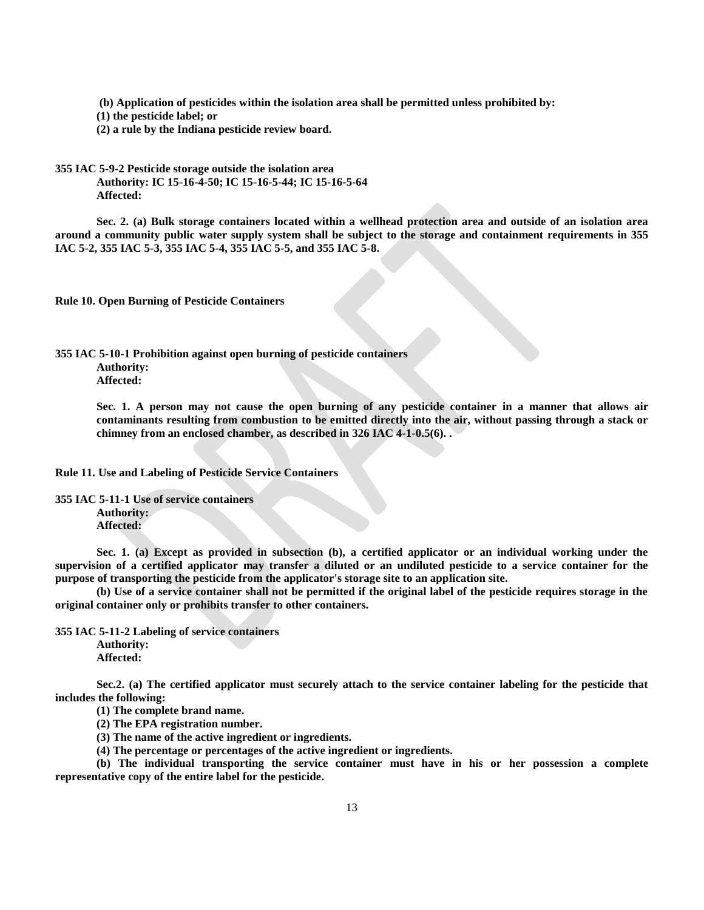**(b) Application of pesticides within the isolation area shall be permitted unless prohibited by:**

**(1) the pesticide label; or**

**(2) a rule by the Indiana pesticide review board.**

**355 IAC 5-9-2 Pesticide storage outside the isolation area**

**Authority: IC 15-16-4-50; IC 15-16-5-44; IC 15-16-5-64**

**Affected:**

**Sec. 2. (a) Bulk storage containers located within a wellhead protection area and outside of an isolation area around a community public water supply system shall be subject to the storage and containment requirements in 355 IAC 5-2, 355 IAC 5-3, 355 IAC 5-4, 355 IAC 5-5, and 355 IAC 5-8.**

**Rule 10. Open Burning of Pesticide Containers**

**355 IAC 5-10-1 Prohibition against open burning of pesticide containers**

**Authority:**

**Affected:**

**Sec. 1. A person may not cause the open burning of any pesticide container in a manner that allows air contaminants resulting from combustion to be emitted directly into the air, without passing through a stack or chimney from an enclosed chamber, as described in 326 IAC 4-1-0.5(6). .**

**Rule 11. Use and Labeling of Pesticide Service Containers**

**355 IAC 5-11-1 Use of service containers**

**Authority:**

**Affected:**

**Sec. 1. (a) Except as provided in subsection (b), a certified applicator or an individual working under the supervision of a certified applicator may transfer a diluted or an undiluted pesticide to a service container for the purpose of transporting the pesticide from the applicator's storage site to an application site.**

**(b) Use of a service container shall not be permitted if the original label of the pesticide requires storage in the original container only or prohibits transfer to other containers.**

**355 IAC 5-11-2 Labeling of service containers**

**Authority:**

**Affected:**

**Sec.2. (a) The certified applicator must securely attach to the service container labeling for the pesticide that includes the following:**

**(1) The complete brand name.**

**(2) The EPA registration number.**

**(3) The name of the active ingredient or ingredients.**

**(4) The percentage or percentages of the active ingredient or ingredients.**

**(b) The individual transporting the service container must have in his or her possession a complete representative copy of the entire label for the pesticide.**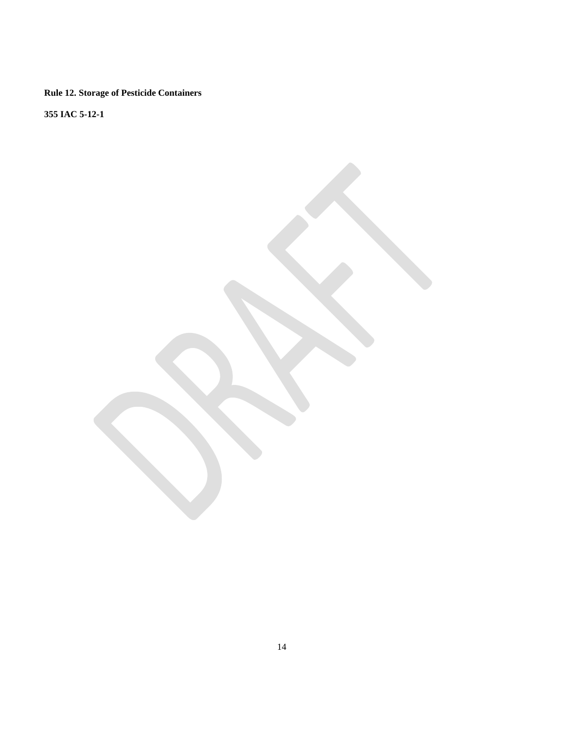**Rule 12. Storage of Pesticide Containers**

**355 IAC 5-12-1**